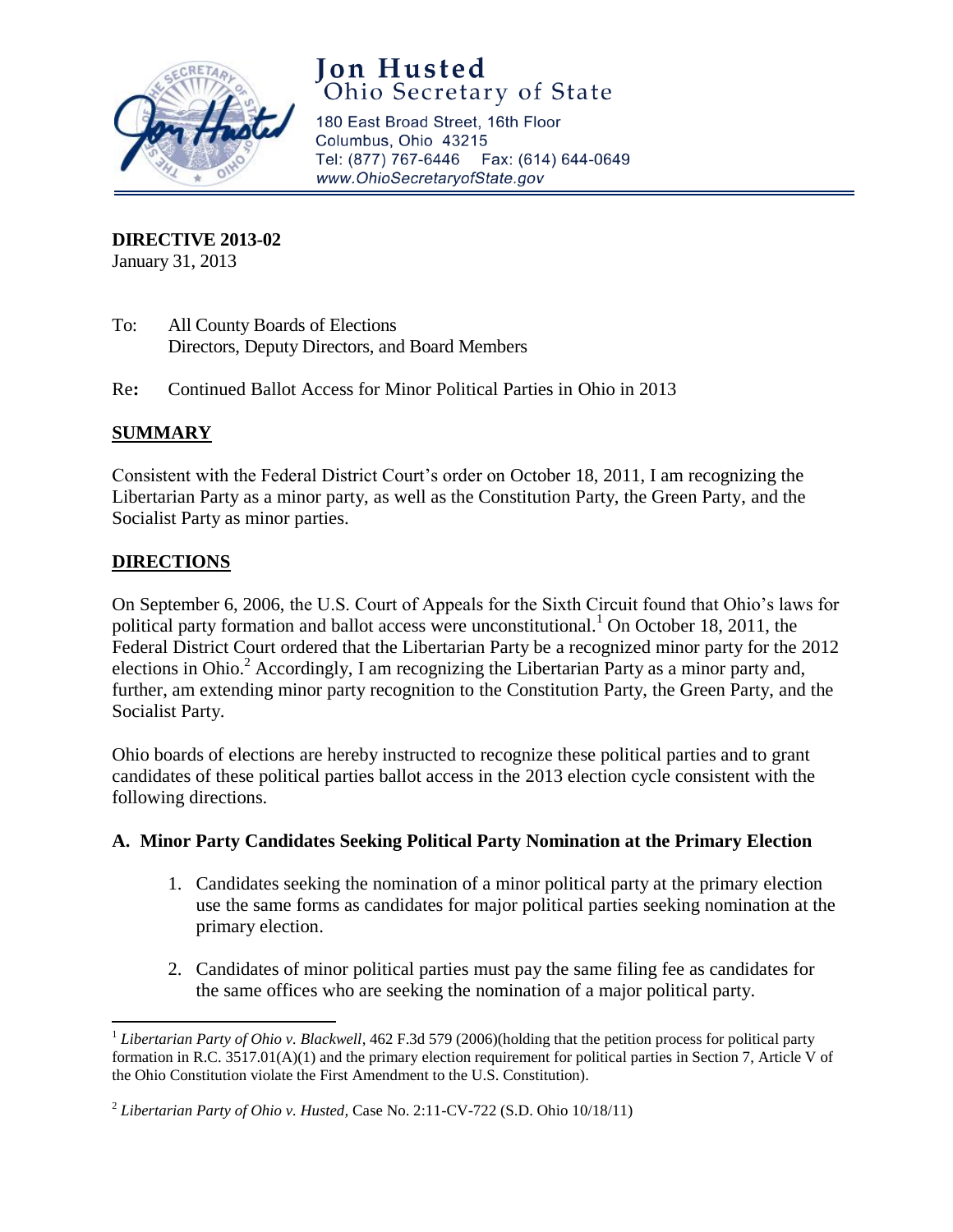# Jon Husted
Ohio Secretary of State

180 East Broad Street, 16th Floor
Columbus, Ohio 43215
Tel: (877) 767-6446 Fax: (614) 644-0649
www.OhioSecretaryofState.gov

**DIRECTIVE 2013-02**
January 31, 2013

To: All County Boards of Elections
Directors, Deputy Directors, and Board Members

Re**:** Continued Ballot Access for Minor Political Parties in Ohio in 2013

## SUMMARY

Consistent with the Federal District Court's order on October 18, 2011, I am recognizing the Libertarian Party as a minor party, as well as the Constitution Party, the Green Party, and the Socialist Party as minor parties.

## DIRECTIONS

On September 6, 2006, the U.S. Court of Appeals for the Sixth Circuit found that Ohio's laws for political party formation and ballot access were unconstitutional.[1] On October 18, 2011, the Federal District Court ordered that the Libertarian Party be a recognized minor party for the 2012 elections in Ohio.[2] Accordingly, I am recognizing the Libertarian Party as a minor party and, further, am extending minor party recognition to the Constitution Party, the Green Party, and the Socialist Party.

Ohio boards of elections are hereby instructed to recognize these political parties and to grant candidates of these political parties ballot access in the 2013 election cycle consistent with the following directions.

### A. Minor Party Candidates Seeking Political Party Nomination at the Primary Election

1. Candidates seeking the nomination of a minor political party at the primary election use the same forms as candidates for major political parties seeking nomination at the primary election.
2. Candidates of minor political parties must pay the same filing fee as candidates for the same offices who are seeking the nomination of a major political party.

---

[1] *Libertarian Party of Ohio v. Blackwell*, 462 F.3d 579 (2006)(holding that the petition process for political party formation in R.C. 3517.01(A)(1) and the primary election requirement for political parties in Section 7, Article V of the Ohio Constitution violate the First Amendment to the U.S. Constitution).

[2] *Libertarian Party of Ohio v. Husted,* Case No. 2:11-CV-722 (S.D. Ohio 10/18/11)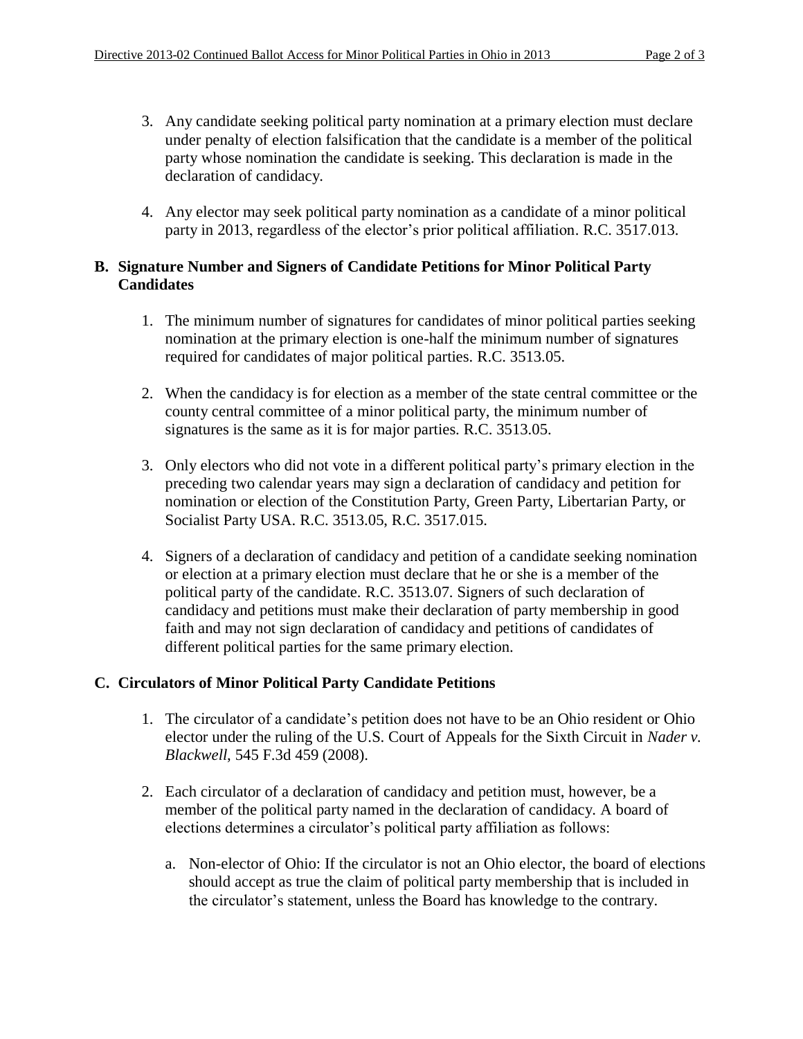3. Any candidate seeking political party nomination at a primary election must declare under penalty of election falsification that the candidate is a member of the political party whose nomination the candidate is seeking. This declaration is made in the declaration of candidacy.

4. Any elector may seek political party nomination as a candidate of a minor political party in 2013, regardless of the elector's prior political affiliation. R.C. 3517.013.

**B. Signature Number and Signers of Candidate Petitions for Minor Political Party Candidates**

1. The minimum number of signatures for candidates of minor political parties seeking nomination at the primary election is one-half the minimum number of signatures required for candidates of major political parties. R.C. 3513.05.

2. When the candidacy is for election as a member of the state central committee or the county central committee of a minor political party, the minimum number of signatures is the same as it is for major parties. R.C. 3513.05.

3. Only electors who did not vote in a different political party's primary election in the preceding two calendar years may sign a declaration of candidacy and petition for nomination or election of the Constitution Party, Green Party, Libertarian Party, or Socialist Party USA. R.C. 3513.05, R.C. 3517.015.

4. Signers of a declaration of candidacy and petition of a candidate seeking nomination or election at a primary election must declare that he or she is a member of the political party of the candidate. R.C. 3513.07. Signers of such declaration of candidacy and petitions must make their declaration of party membership in good faith and may not sign declaration of candidacy and petitions of candidates of different political parties for the same primary election.

**C. Circulators of Minor Political Party Candidate Petitions**

1. The circulator of a candidate's petition does not have to be an Ohio resident or Ohio elector under the ruling of the U.S. Court of Appeals for the Sixth Circuit in *Nader v. Blackwell*, 545 F.3d 459 (2008).

2. Each circulator of a declaration of candidacy and petition must, however, be a member of the political party named in the declaration of candidacy. A board of elections determines a circulator's political party affiliation as follows:

   a. Non-elector of Ohio: If the circulator is not an Ohio elector, the board of elections should accept as true the claim of political party membership that is included in the circulator's statement, unless the Board has knowledge to the contrary.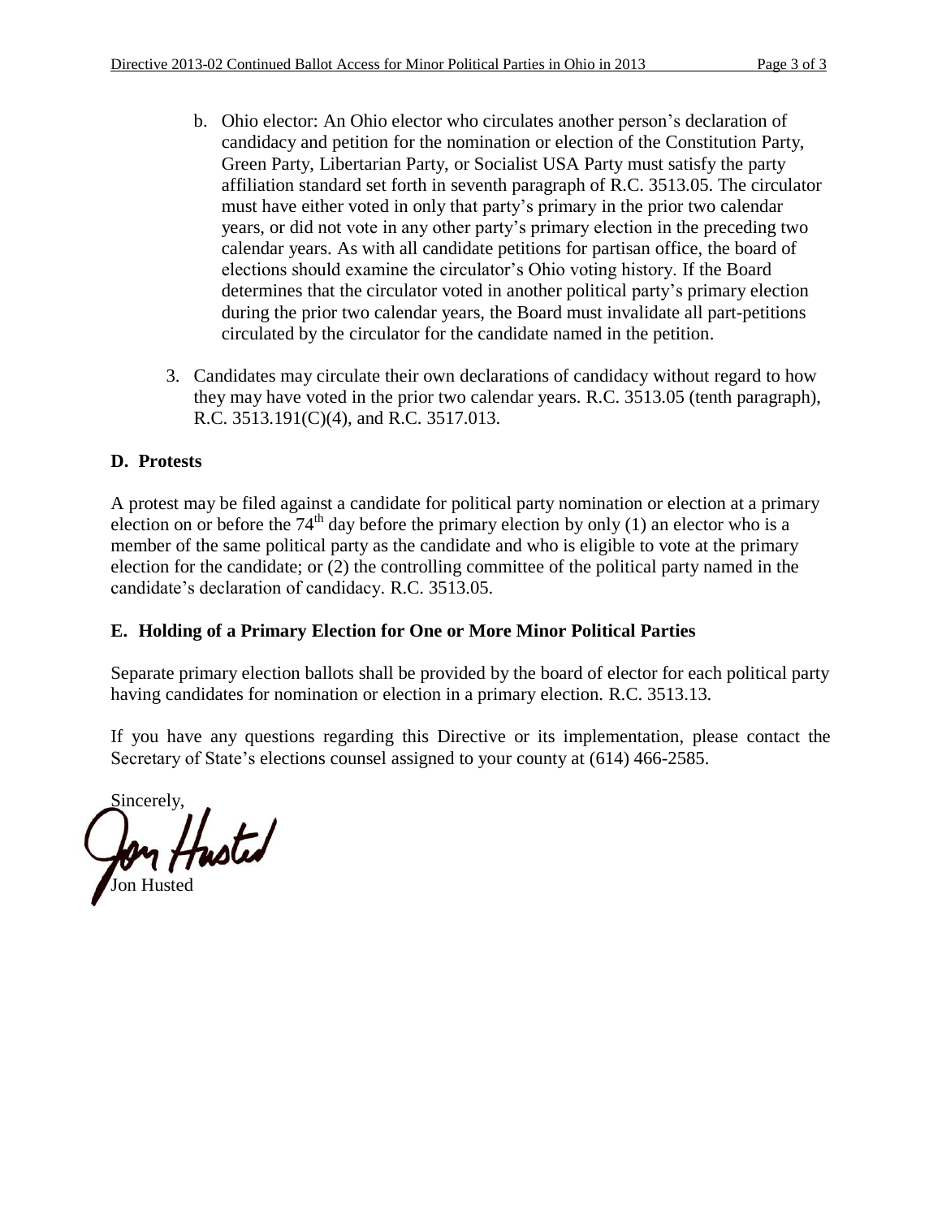b. Ohio elector: An Ohio elector who circulates another person's declaration of candidacy and petition for the nomination or election of the Constitution Party, Green Party, Libertarian Party, or Socialist USA Party must satisfy the party affiliation standard set forth in seventh paragraph of R.C. 3513.05. The circulator must have either voted in only that party's primary in the prior two calendar years, or did not vote in any other party's primary election in the preceding two calendar years. As with all candidate petitions for partisan office, the board of elections should examine the circulator's Ohio voting history. If the Board determines that the circulator voted in another political party's primary election during the prior two calendar years, the Board must invalidate all part-petitions circulated by the circulator for the candidate named in the petition.

3. Candidates may circulate their own declarations of candidacy without regard to how they may have voted in the prior two calendar years. R.C. 3513.05 (tenth paragraph), R.C. 3513.191(C)(4), and R.C. 3517.013.

## D. Protests

A protest may be filed against a candidate for political party nomination or election at a primary election on or before the 74th day before the primary election by only (1) an elector who is a member of the same political party as the candidate and who is eligible to vote at the primary election for the candidate; or (2) the controlling committee of the political party named in the candidate's declaration of candidacy. R.C. 3513.05.

## E. Holding of a Primary Election for One or More Minor Political Parties

Separate primary election ballots shall be provided by the board of elector for each political party having candidates for nomination or election in a primary election. R.C. 3513.13.

If you have any questions regarding this Directive or its implementation, please contact the Secretary of State's elections counsel assigned to your county at (614) 466-2585.

Sincerely,

Jon Husted